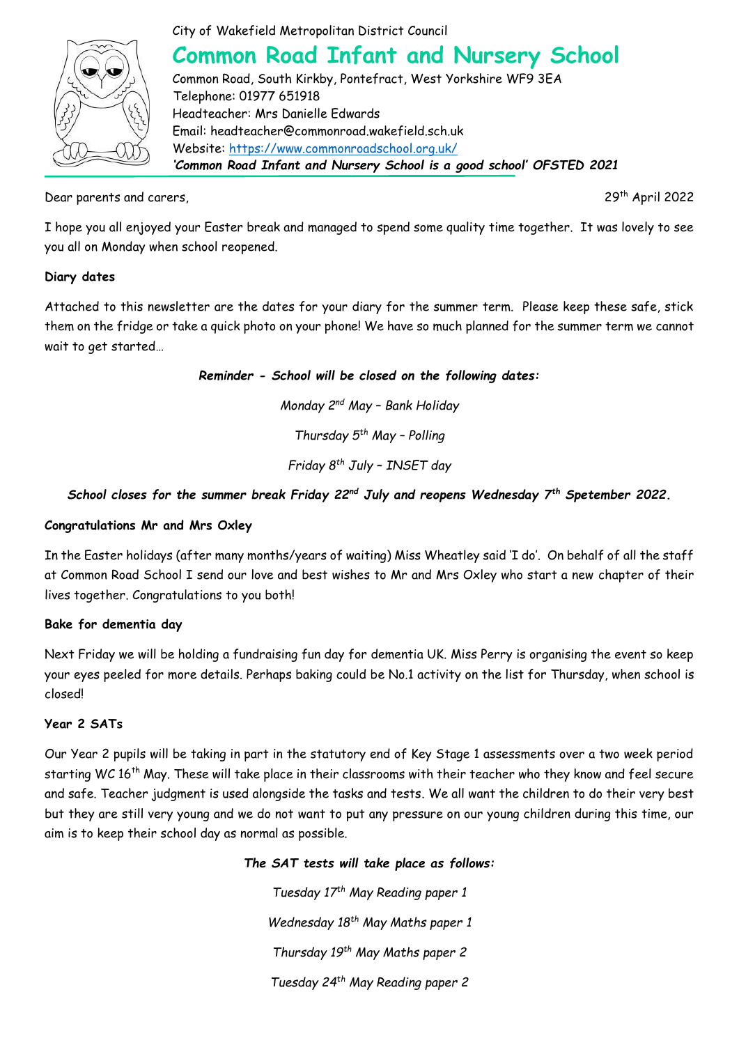City of Wakefield Metropolitan District Council

# Common Road Infant and Nursery School

Common Road, South Kirkby, Pontefract, West Yorkshire WF9 3EA
Telephone: 01977 651918
Headteacher: Mrs Danielle Edwards
Email: headteacher@commonroad.wakefield.sch.uk
Website: https://www.commonroadschool.org.uk/
*'Common Road Infant and Nursery School is a good school' OFSTED 2021*

Dear parents and carers,

29th April 2022

I hope you all enjoyed your Easter break and managed to spend some quality time together. It was lovely to see you all on Monday when school reopened.

**Diary dates**

Attached to this newsletter are the dates for your diary for the summer term. Please keep these safe, stick them on the fridge or take a quick photo on your phone! We have so much planned for the summer term we cannot wait to get started…

***Reminder - School will be closed on the following dates:***

*Monday 2nd May – Bank Holiday*

*Thursday 5th May – Polling*

*Friday 8th July – INSET day*

***School closes for the summer break Friday 22nd July and reopens Wednesday 7th Spetember 2022.***

**Congratulations Mr and Mrs Oxley**

In the Easter holidays (after many months/years of waiting) Miss Wheatley said 'I do'. On behalf of all the staff at Common Road School I send our love and best wishes to Mr and Mrs Oxley who start a new chapter of their lives together. Congratulations to you both!

**Bake for dementia day**

Next Friday we will be holding a fundraising fun day for dementia UK. Miss Perry is organising the event so keep your eyes peeled for more details. Perhaps baking could be No.1 activity on the list for Thursday, when school is closed!

**Year 2 SATs**

Our Year 2 pupils will be taking in part in the statutory end of Key Stage 1 assessments over a two week period starting WC 16th May. These will take place in their classrooms with their teacher who they know and feel secure and safe. Teacher judgment is used alongside the tasks and tests. We all want the children to do their very best but they are still very young and we do not want to put any pressure on our young children during this time, our aim is to keep their school day as normal as possible.

***The SAT tests will take place as follows:***

*Tuesday 17th May Reading paper 1*

*Wednesday 18th May Maths paper 1*

*Thursday 19th May Maths paper 2*

*Tuesday 24th May Reading paper 2*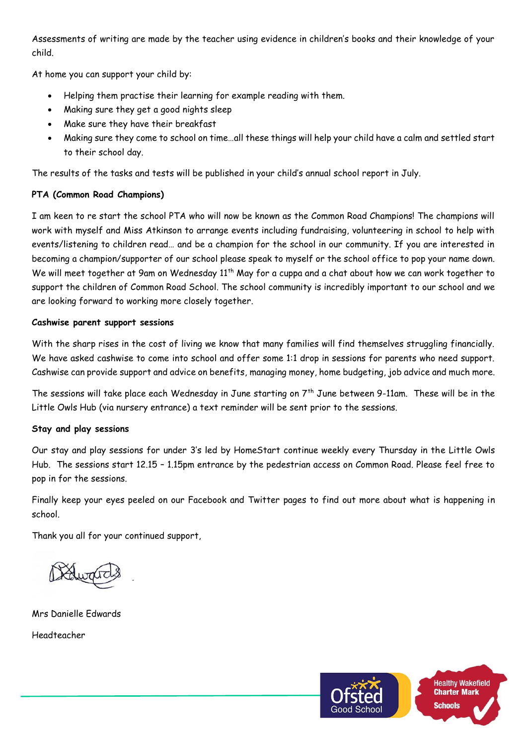Assessments of writing are made by the teacher using evidence in children's books and their knowledge of your child.

At home you can support your child by:

- Helping them practise their learning for example reading with them.
- Making sure they get a good nights sleep
- Make sure they have their breakfast
- Making sure they come to school on time…all these things will help your child have a calm and settled start to their school day.

The results of the tasks and tests will be published in your child's annual school report in July.

**PTA (Common Road Champions)**

I am keen to re start the school PTA who will now be known as the Common Road Champions! The champions will work with myself and Miss Atkinson to arrange events including fundraising, volunteering in school to help with events/listening to children read… and be a champion for the school in our community. If you are interested in becoming a champion/supporter of our school please speak to myself or the school office to pop your name down. We will meet together at 9am on Wednesday 11th May for a cuppa and a chat about how we can work together to support the children of Common Road School. The school community is incredibly important to our school and we are looking forward to working more closely together.

**Cashwise parent support sessions**

With the sharp rises in the cost of living we know that many families will find themselves struggling financially. We have asked cashwise to come into school and offer some 1:1 drop in sessions for parents who need support. Cashwise can provide support and advice on benefits, managing money, home budgeting, job advice and much more.

The sessions will take place each Wednesday in June starting on 7th June between 9-11am. These will be in the Little Owls Hub (via nursery entrance) a text reminder will be sent prior to the sessions.

**Stay and play sessions**

Our stay and play sessions for under 3's led by HomeStart continue weekly every Thursday in the Little Owls Hub. The sessions start 12.15 – 1.15pm entrance by the pedestrian access on Common Road. Please feel free to pop in for the sessions.

Finally keep your eyes peeled on our Facebook and Twitter pages to find out more about what is happening in school.

Thank you all for your continued support,

Mrs Danielle Edwards

Headteacher

Ofsted Good School

Healthy Wakefield Charter Mark Schools